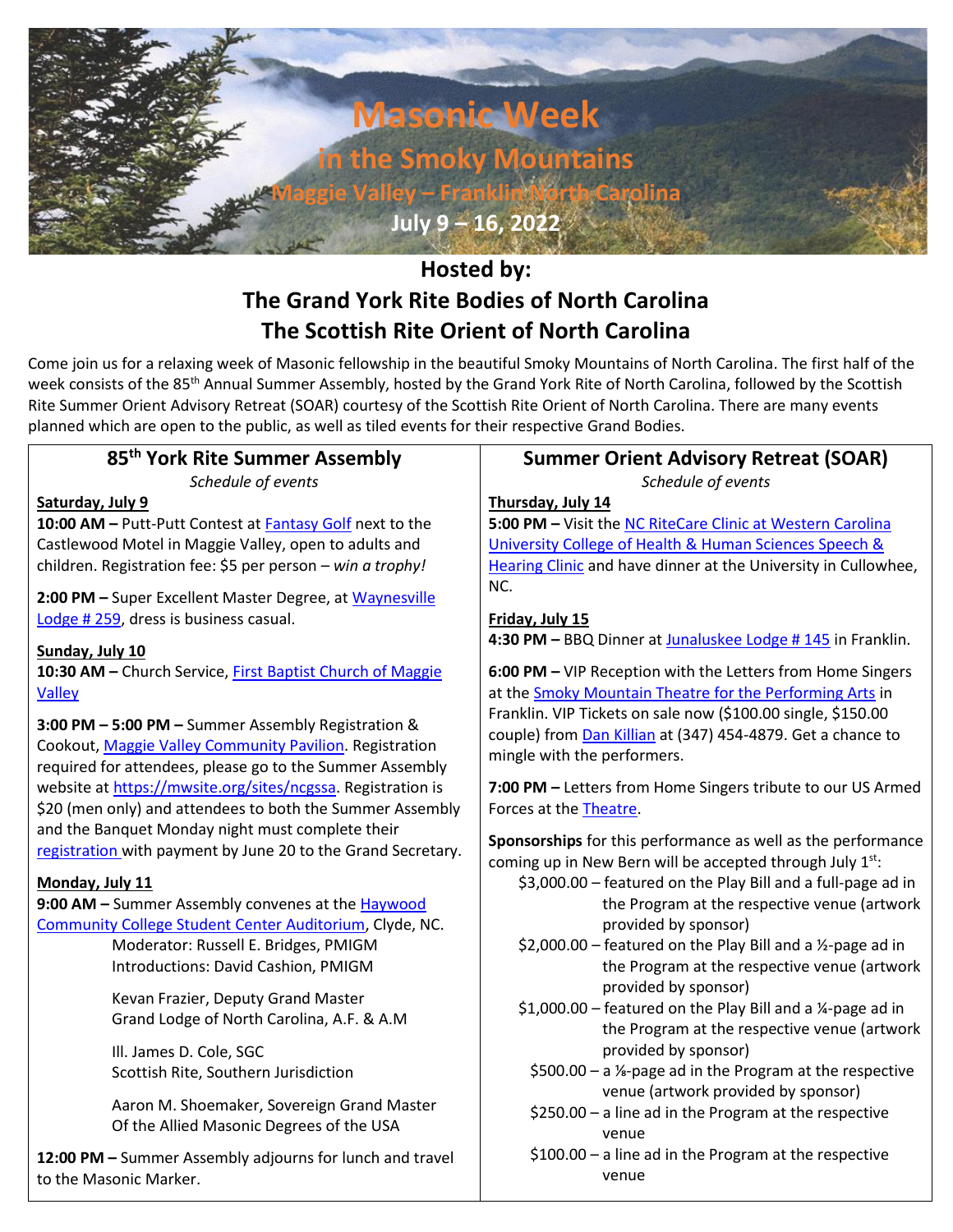# Masonic Week

## in the Smoky Mountains

### Maggie Valley – Franklin North Carolina

**July 9 – 16, 2022**

## Hosted by:
## The Grand York Rite Bodies of North Carolina
## The Scottish Rite Orient of North Carolina

Come join us for a relaxing week of Masonic fellowship in the beautiful Smoky Mountains of North Carolina. The first half of the week consists of the 85th Annual Summer Assembly, hosted by the Grand York Rite of North Carolina, followed by the Scottish Rite Summer Orient Advisory Retreat (SOAR) courtesy of the Scottish Rite Orient of North Carolina. There are many events planned which are open to the public, as well as tiled events for their respective Grand Bodies.

## 85th York Rite Summer Assembly

*Schedule of events*

**Saturday, July 9**

**10:00 AM –** Putt-Putt Contest at Fantasy Golf next to the Castlewood Motel in Maggie Valley, open to adults and children. Registration fee: $5 per person – *win a trophy!*

**2:00 PM –** Super Excellent Master Degree, at Waynesville Lodge # 259, dress is business casual.

**Sunday, July 10**

**10:30 AM –** Church Service, First Baptist Church of Maggie Valley

**3:00 PM – 5:00 PM –** Summer Assembly Registration & Cookout, Maggie Valley Community Pavilion. Registration required for attendees, please go to the Summer Assembly website at https://mwsite.org/sites/ncgssa. Registration is $20 (men only) and attendees to both the Summer Assembly and the Banquet Monday night must complete their registration with payment by June 20 to the Grand Secretary.

**Monday, July 11**

**9:00 AM –** Summer Assembly convenes at the Haywood Community College Student Center Auditorium, Clyde, NC.

Moderator: Russell E. Bridges, PMIGM
Introductions: David Cashion, PMIGM

Kevan Frazier, Deputy Grand Master
Grand Lodge of North Carolina, A.F. & A.M

Ill. James D. Cole, SGC
Scottish Rite, Southern Jurisdiction

Aaron M. Shoemaker, Sovereign Grand Master
Of the Allied Masonic Degrees of the USA

**12:00 PM –** Summer Assembly adjourns for lunch and travel to the Masonic Marker.

## Summer Orient Advisory Retreat (SOAR)

*Schedule of events*

**Thursday, July 14**

**5:00 PM –** Visit the NC RiteCare Clinic at Western Carolina University College of Health & Human Sciences Speech & Hearing Clinic and have dinner at the University in Cullowhee, NC.

**Friday, July 15**

**4:30 PM –** BBQ Dinner at Junaluskee Lodge # 145 in Franklin.

**6:00 PM –** VIP Reception with the Letters from Home Singers at the Smoky Mountain Theatre for the Performing Arts in Franklin. VIP Tickets on sale now ($100.00 single, $150.00 couple) from Dan Killian at (347) 454-4879. Get a chance to mingle with the performers.

**7:00 PM –** Letters from Home Singers tribute to our US Armed Forces at the Theatre.

**Sponsorships** for this performance as well as the performance coming up in New Bern will be accepted through July 1st:

- $3,000.00 – featured on the Play Bill and a full-page ad in the Program at the respective venue (artwork provided by sponsor)
- $2,000.00 – featured on the Play Bill and a ½-page ad in the Program at the respective venue (artwork provided by sponsor)
- $1,000.00 – featured on the Play Bill and a ¼-page ad in the Program at the respective venue (artwork provided by sponsor)
- $500.00 – a ⅛-page ad in the Program at the respective venue (artwork provided by sponsor)
- $250.00 – a line ad in the Program at the respective venue
- $100.00 – a line ad in the Program at the respective venue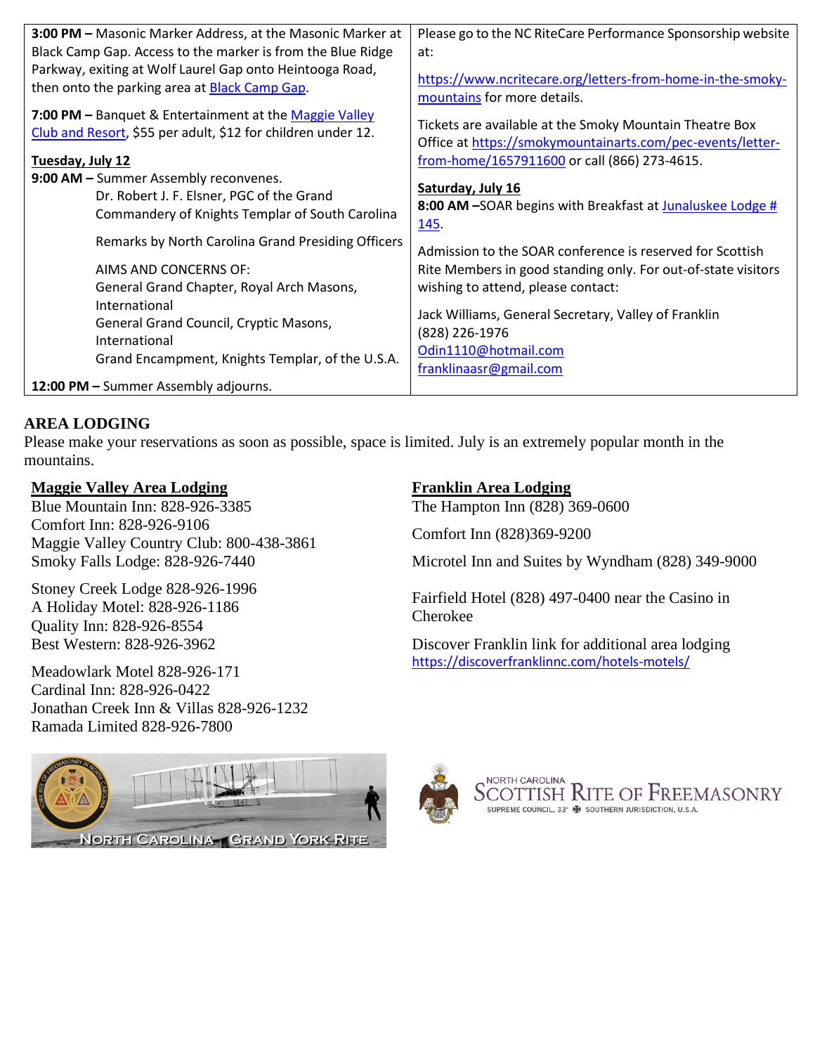**3:00 PM –** Masonic Marker Address, at the Masonic Marker at Black Camp Gap. Access to the marker is from the Blue Ridge Parkway, exiting at Wolf Laurel Gap onto Heintooga Road, then onto the parking area at Black Camp Gap.

**7:00 PM –** Banquet & Entertainment at the Maggie Valley Club and Resort, $55 per adult, $12 for children under 12.

**Tuesday, July 12**

**9:00 AM –** Summer Assembly reconvenes.

Dr. Robert J. F. Elsner, PGC of the Grand Commandery of Knights Templar of South Carolina

Remarks by North Carolina Grand Presiding Officers

AIMS AND CONCERNS OF:
General Grand Chapter, Royal Arch Masons, International
General Grand Council, Cryptic Masons, International
Grand Encampment, Knights Templar, of the U.S.A.

**12:00 PM –** Summer Assembly adjourns.

Please go to the NC RiteCare Performance Sponsorship website at:

https://www.ncritecare.org/letters-from-home-in-the-smoky-mountains for more details.

Tickets are available at the Smoky Mountain Theatre Box Office at https://smokymountainarts.com/pec-events/letter-from-home/1657911600 or call (866) 273-4615.

**Saturday, July 16**

**8:00 AM –**SOAR begins with Breakfast at Junaluskee Lodge # 145.

Admission to the SOAR conference is reserved for Scottish Rite Members in good standing only. For out-of-state visitors wishing to attend, please contact:

Jack Williams, General Secretary, Valley of Franklin
(828) 226-1976
Odin1110@hotmail.com
franklinaasr@gmail.com

## AREA LODGING

Please make your reservations as soon as possible, space is limited. July is an extremely popular month in the mountains.

### Maggie Valley Area Lodging

Blue Mountain Inn: 828-926-3385
Comfort Inn: 828-926-9106
Maggie Valley Country Club: 800-438-3861
Smoky Falls Lodge: 828-926-7440

Stoney Creek Lodge 828-926-1996
A Holiday Motel: 828-926-1186
Quality Inn: 828-926-8554
Best Western: 828-926-3962

Meadowlark Motel 828-926-171
Cardinal Inn: 828-926-0422
Jonathan Creek Inn & Villas 828-926-1232
Ramada Limited 828-926-7800

### Franklin Area Lodging

The Hampton Inn (828) 369-0600

Comfort Inn (828)369-9200

Microtel Inn and Suites by Wyndham (828) 349-9000

Fairfield Hotel (828) 497-0400 near the Casino in Cherokee

Discover Franklin link for additional area lodging
https://discoverfranklinnc.com/hotels-motels/

NORTH CAROLINA GRAND YORK RITE

NORTH CAROLINA SCOTTISH RITE OF FREEMASONRY
SUPREME COUNCIL, 33° SOUTHERN JURISDICTION, U.S.A.